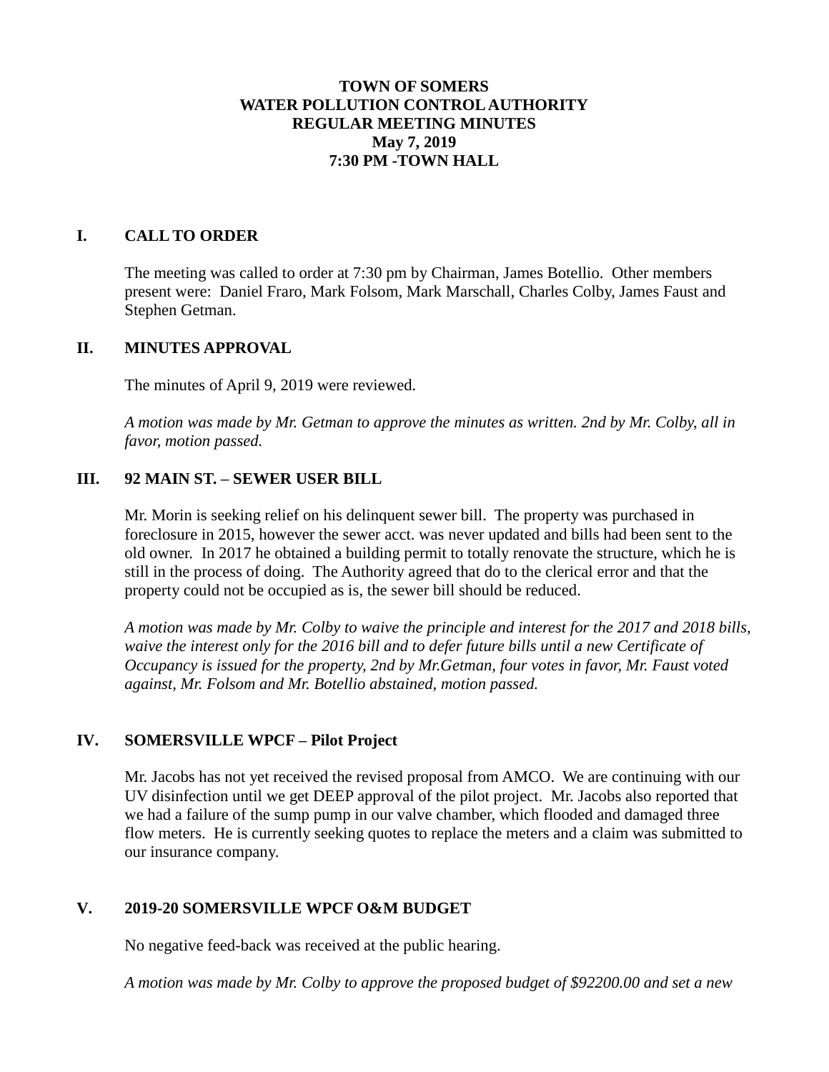# TOWN OF SOMERS
# WATER POLLUTION CONTROL AUTHORITY
# REGULAR MEETING MINUTES
# May 7, 2019
# 7:30 PM -TOWN HALL

## I. CALL TO ORDER

The meeting was called to order at 7:30 pm by Chairman, James Botellio. Other members present were: Daniel Fraro, Mark Folsom, Mark Marschall, Charles Colby, James Faust and Stephen Getman.

## II. MINUTES APPROVAL

The minutes of April 9, 2019 were reviewed.

*A motion was made by Mr. Getman to approve the minutes as written. 2nd by Mr. Colby, all in favor, motion passed.*

## III. 92 MAIN ST. – SEWER USER BILL

Mr. Morin is seeking relief on his delinquent sewer bill. The property was purchased in foreclosure in 2015, however the sewer acct. was never updated and bills had been sent to the old owner. In 2017 he obtained a building permit to totally renovate the structure, which he is still in the process of doing. The Authority agreed that do to the clerical error and that the property could not be occupied as is, the sewer bill should be reduced.

*A motion was made by Mr. Colby to waive the principle and interest for the 2017 and 2018 bills, waive the interest only for the 2016 bill and to defer future bills until a new Certificate of Occupancy is issued for the property, 2nd by Mr.Getman, four votes in favor, Mr. Faust voted against, Mr. Folsom and Mr. Botellio abstained, motion passed.*

## IV. SOMERSVILLE WPCF – Pilot Project

Mr. Jacobs has not yet received the revised proposal from AMCO. We are continuing with our UV disinfection until we get DEEP approval of the pilot project. Mr. Jacobs also reported that we had a failure of the sump pump in our valve chamber, which flooded and damaged three flow meters. He is currently seeking quotes to replace the meters and a claim was submitted to our insurance company.

## V. 2019-20 SOMERSVILLE WPCF O&M BUDGET

No negative feed-back was received at the public hearing.

*A motion was made by Mr. Colby to approve the proposed budget of $92200.00 and set a new*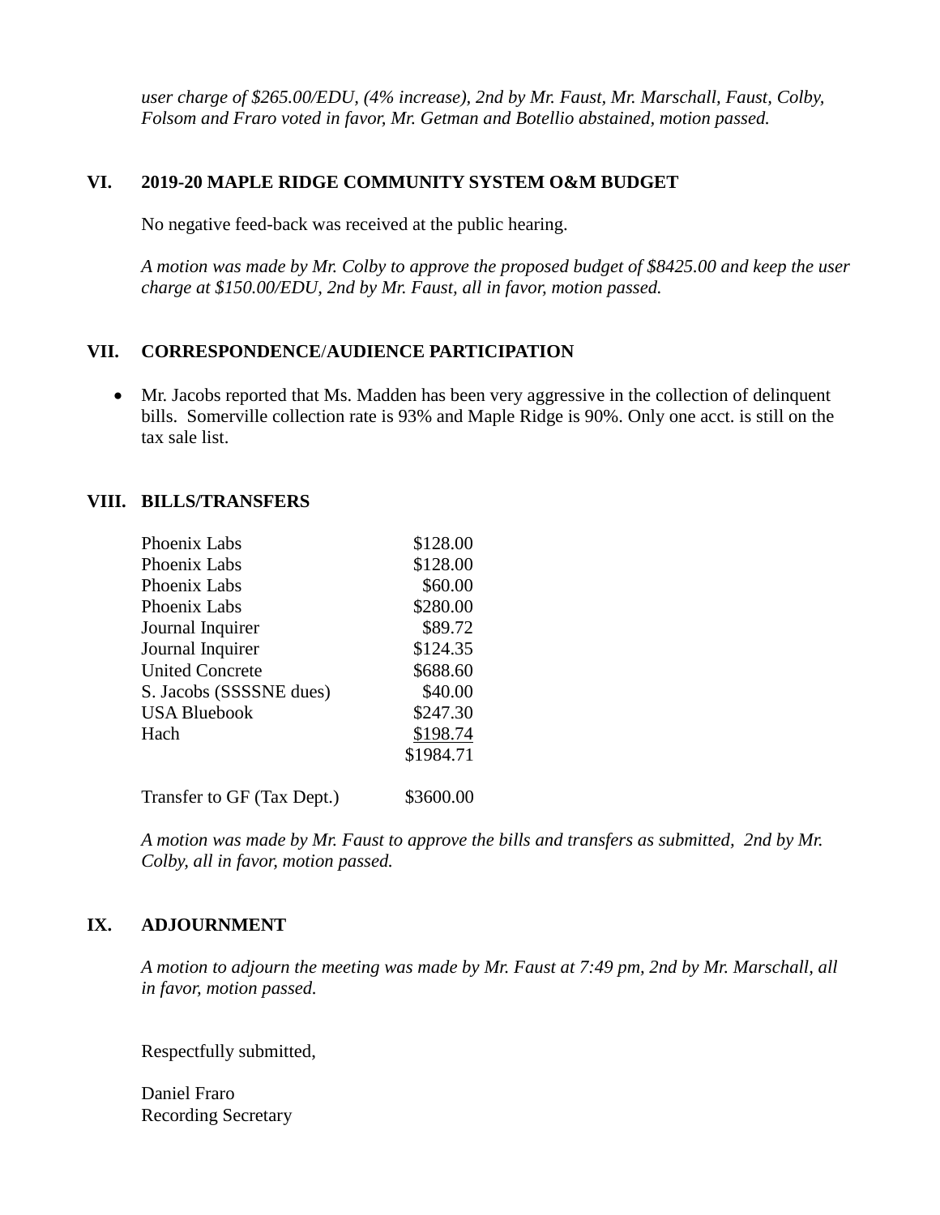*user charge of $265.00/EDU, (4% increase), 2nd by Mr. Faust, Mr. Marschall, Faust, Colby, Folsom and Fraro voted in favor, Mr. Getman and Botellio abstained, motion passed.*

## VI. 2019-20 MAPLE RIDGE COMMUNITY SYSTEM O&M BUDGET

No negative feed-back was received at the public hearing.

*A motion was made by Mr. Colby to approve the proposed budget of $8425.00 and keep the user charge at $150.00/EDU, 2nd by Mr. Faust, all in favor, motion passed.*

## VII. CORRESPONDENCE/AUDIENCE PARTICIPATION

- Mr. Jacobs reported that Ms. Madden has been very aggressive in the collection of delinquent bills. Somerville collection rate is 93% and Maple Ridge is 90%. Only one acct. is still on the tax sale list.

## VIII. BILLS/TRANSFERS

| | |
|---|---|
| Phoenix Labs | $128.00 |
| Phoenix Labs | $128.00 |
| Phoenix Labs | $60.00 |
| Phoenix Labs | $280.00 |
| Journal Inquirer | $89.72 |
| Journal Inquirer | $124.35 |
| United Concrete | $688.60 |
| S. Jacobs (SSSSNE dues) | $40.00 |
| USA Bluebook | $247.30 |
| Hach | $198.74 |
| | $1984.71 |
| | |
| Transfer to GF (Tax Dept.) | $3600.00 |

*A motion was made by Mr. Faust to approve the bills and transfers as submitted, 2nd by Mr. Colby, all in favor, motion passed.*

## IX. ADJOURNMENT

*A motion to adjourn the meeting was made by Mr. Faust at 7:49 pm, 2nd by Mr. Marschall, all in favor, motion passed.*

Respectfully submitted,

Daniel Fraro
Recording Secretary